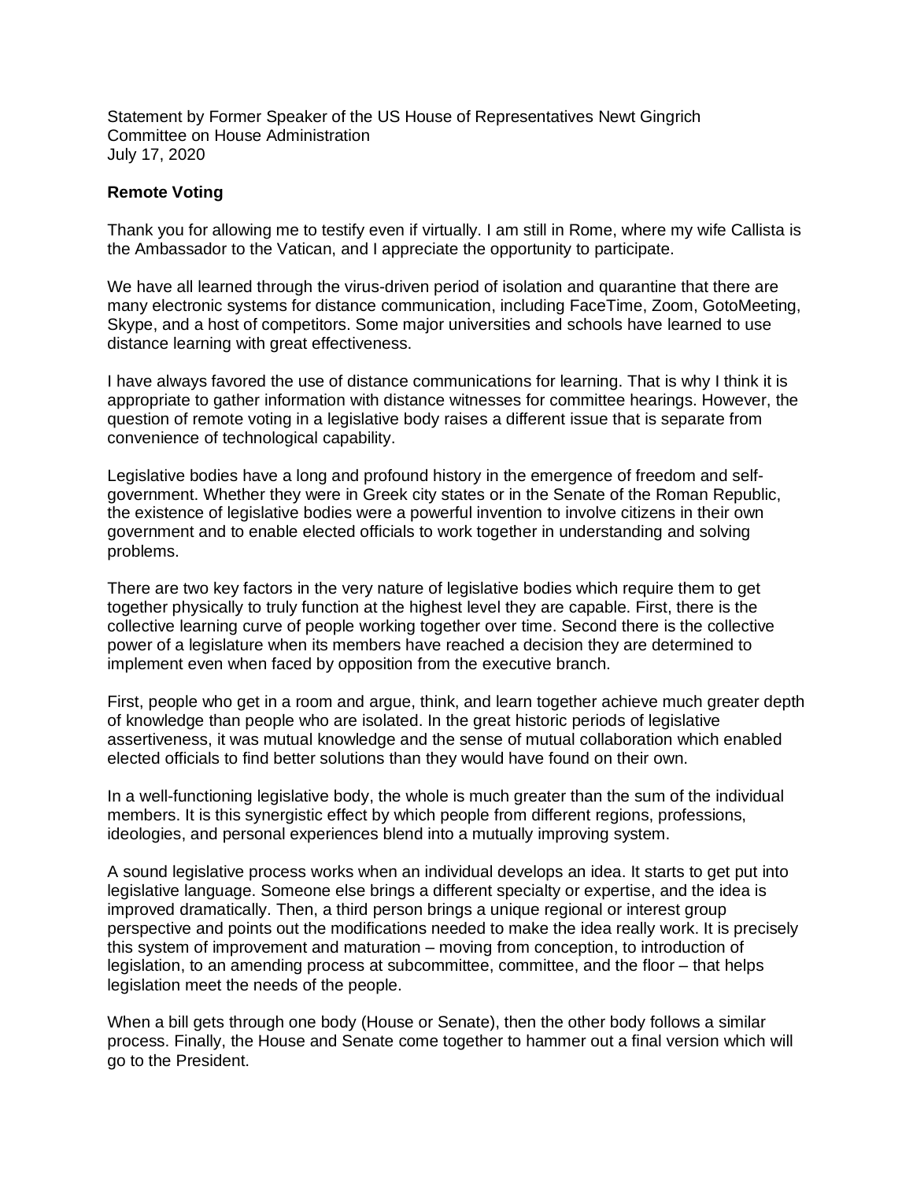Statement by Former Speaker of the US House of Representatives Newt Gingrich
Committee on House Administration
July 17, 2020

**Remote Voting**

Thank you for allowing me to testify even if virtually. I am still in Rome, where my wife Callista is the Ambassador to the Vatican, and I appreciate the opportunity to participate.

We have all learned through the virus-driven period of isolation and quarantine that there are many electronic systems for distance communication, including FaceTime, Zoom, GotoMeeting, Skype, and a host of competitors. Some major universities and schools have learned to use distance learning with great effectiveness.

I have always favored the use of distance communications for learning. That is why I think it is appropriate to gather information with distance witnesses for committee hearings. However, the question of remote voting in a legislative body raises a different issue that is separate from convenience of technological capability.

Legislative bodies have a long and profound history in the emergence of freedom and self-government. Whether they were in Greek city states or in the Senate of the Roman Republic, the existence of legislative bodies were a powerful invention to involve citizens in their own government and to enable elected officials to work together in understanding and solving problems.

There are two key factors in the very nature of legislative bodies which require them to get together physically to truly function at the highest level they are capable. First, there is the collective learning curve of people working together over time. Second there is the collective power of a legislature when its members have reached a decision they are determined to implement even when faced by opposition from the executive branch.

First, people who get in a room and argue, think, and learn together achieve much greater depth of knowledge than people who are isolated. In the great historic periods of legislative assertiveness, it was mutual knowledge and the sense of mutual collaboration which enabled elected officials to find better solutions than they would have found on their own.

In a well-functioning legislative body, the whole is much greater than the sum of the individual members. It is this synergistic effect by which people from different regions, professions, ideologies, and personal experiences blend into a mutually improving system.

A sound legislative process works when an individual develops an idea. It starts to get put into legislative language. Someone else brings a different specialty or expertise, and the idea is improved dramatically. Then, a third person brings a unique regional or interest group perspective and points out the modifications needed to make the idea really work. It is precisely this system of improvement and maturation – moving from conception, to introduction of legislation, to an amending process at subcommittee, committee, and the floor – that helps legislation meet the needs of the people.

When a bill gets through one body (House or Senate), then the other body follows a similar process. Finally, the House and Senate come together to hammer out a final version which will go to the President.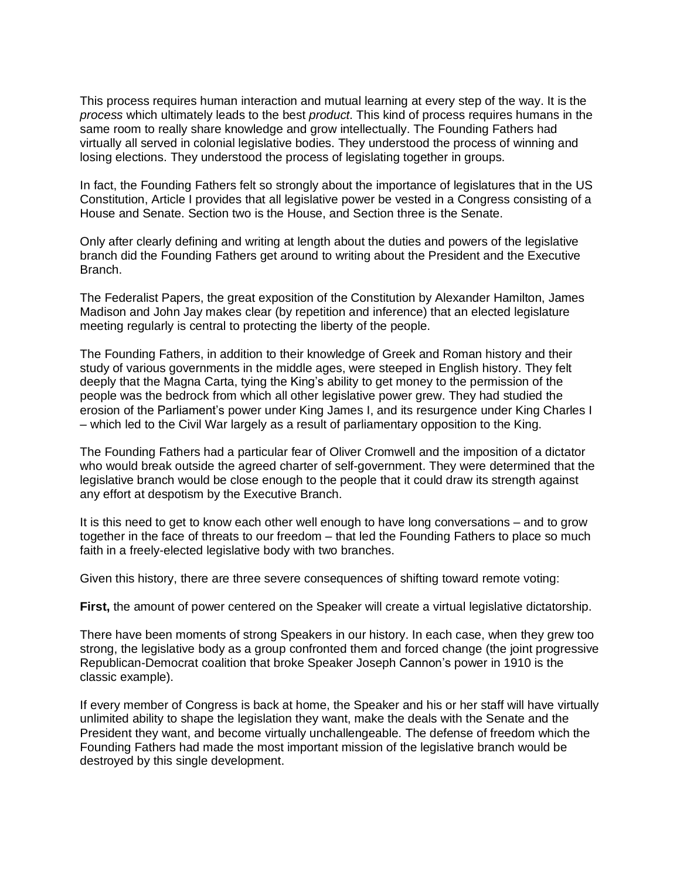This process requires human interaction and mutual learning at every step of the way. It is the *process* which ultimately leads to the best *product*. This kind of process requires humans in the same room to really share knowledge and grow intellectually. The Founding Fathers had virtually all served in colonial legislative bodies. They understood the process of winning and losing elections. They understood the process of legislating together in groups.

In fact, the Founding Fathers felt so strongly about the importance of legislatures that in the US Constitution, Article I provides that all legislative power be vested in a Congress consisting of a House and Senate. Section two is the House, and Section three is the Senate.

Only after clearly defining and writing at length about the duties and powers of the legislative branch did the Founding Fathers get around to writing about the President and the Executive Branch.

The Federalist Papers, the great exposition of the Constitution by Alexander Hamilton, James Madison and John Jay makes clear (by repetition and inference) that an elected legislature meeting regularly is central to protecting the liberty of the people.

The Founding Fathers, in addition to their knowledge of Greek and Roman history and their study of various governments in the middle ages, were steeped in English history. They felt deeply that the Magna Carta, tying the King's ability to get money to the permission of the people was the bedrock from which all other legislative power grew. They had studied the erosion of the Parliament's power under King James I, and its resurgence under King Charles I – which led to the Civil War largely as a result of parliamentary opposition to the King.

The Founding Fathers had a particular fear of Oliver Cromwell and the imposition of a dictator who would break outside the agreed charter of self-government. They were determined that the legislative branch would be close enough to the people that it could draw its strength against any effort at despotism by the Executive Branch.

It is this need to get to know each other well enough to have long conversations – and to grow together in the face of threats to our freedom – that led the Founding Fathers to place so much faith in a freely-elected legislative body with two branches.

Given this history, there are three severe consequences of shifting toward remote voting:

**First,** the amount of power centered on the Speaker will create a virtual legislative dictatorship.

There have been moments of strong Speakers in our history. In each case, when they grew too strong, the legislative body as a group confronted them and forced change (the joint progressive Republican-Democrat coalition that broke Speaker Joseph Cannon's power in 1910 is the classic example).

If every member of Congress is back at home, the Speaker and his or her staff will have virtually unlimited ability to shape the legislation they want, make the deals with the Senate and the President they want, and become virtually unchallengeable. The defense of freedom which the Founding Fathers had made the most important mission of the legislative branch would be destroyed by this single development.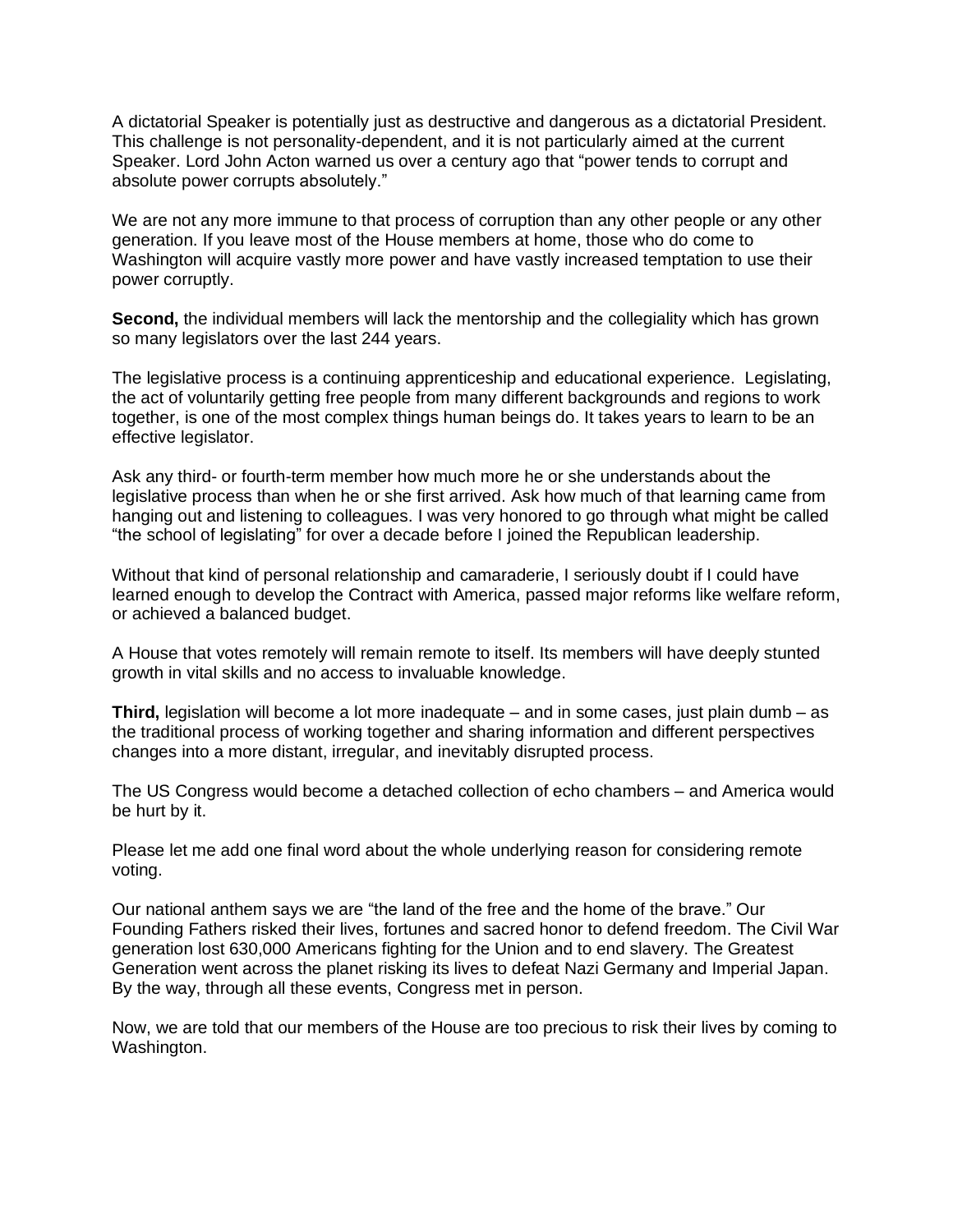A dictatorial Speaker is potentially just as destructive and dangerous as a dictatorial President. This challenge is not personality-dependent, and it is not particularly aimed at the current Speaker. Lord John Acton warned us over a century ago that "power tends to corrupt and absolute power corrupts absolutely."

We are not any more immune to that process of corruption than any other people or any other generation. If you leave most of the House members at home, those who do come to Washington will acquire vastly more power and have vastly increased temptation to use their power corruptly.

**Second,** the individual members will lack the mentorship and the collegiality which has grown so many legislators over the last 244 years.

The legislative process is a continuing apprenticeship and educational experience. Legislating, the act of voluntarily getting free people from many different backgrounds and regions to work together, is one of the most complex things human beings do. It takes years to learn to be an effective legislator.

Ask any third- or fourth-term member how much more he or she understands about the legislative process than when he or she first arrived. Ask how much of that learning came from hanging out and listening to colleagues. I was very honored to go through what might be called "the school of legislating" for over a decade before I joined the Republican leadership.

Without that kind of personal relationship and camaraderie, I seriously doubt if I could have learned enough to develop the Contract with America, passed major reforms like welfare reform, or achieved a balanced budget.

A House that votes remotely will remain remote to itself. Its members will have deeply stunted growth in vital skills and no access to invaluable knowledge.

**Third,** legislation will become a lot more inadequate – and in some cases, just plain dumb – as the traditional process of working together and sharing information and different perspectives changes into a more distant, irregular, and inevitably disrupted process.

The US Congress would become a detached collection of echo chambers – and America would be hurt by it.

Please let me add one final word about the whole underlying reason for considering remote voting.

Our national anthem says we are "the land of the free and the home of the brave." Our Founding Fathers risked their lives, fortunes and sacred honor to defend freedom. The Civil War generation lost 630,000 Americans fighting for the Union and to end slavery. The Greatest Generation went across the planet risking its lives to defeat Nazi Germany and Imperial Japan. By the way, through all these events, Congress met in person.

Now, we are told that our members of the House are too precious to risk their lives by coming to Washington.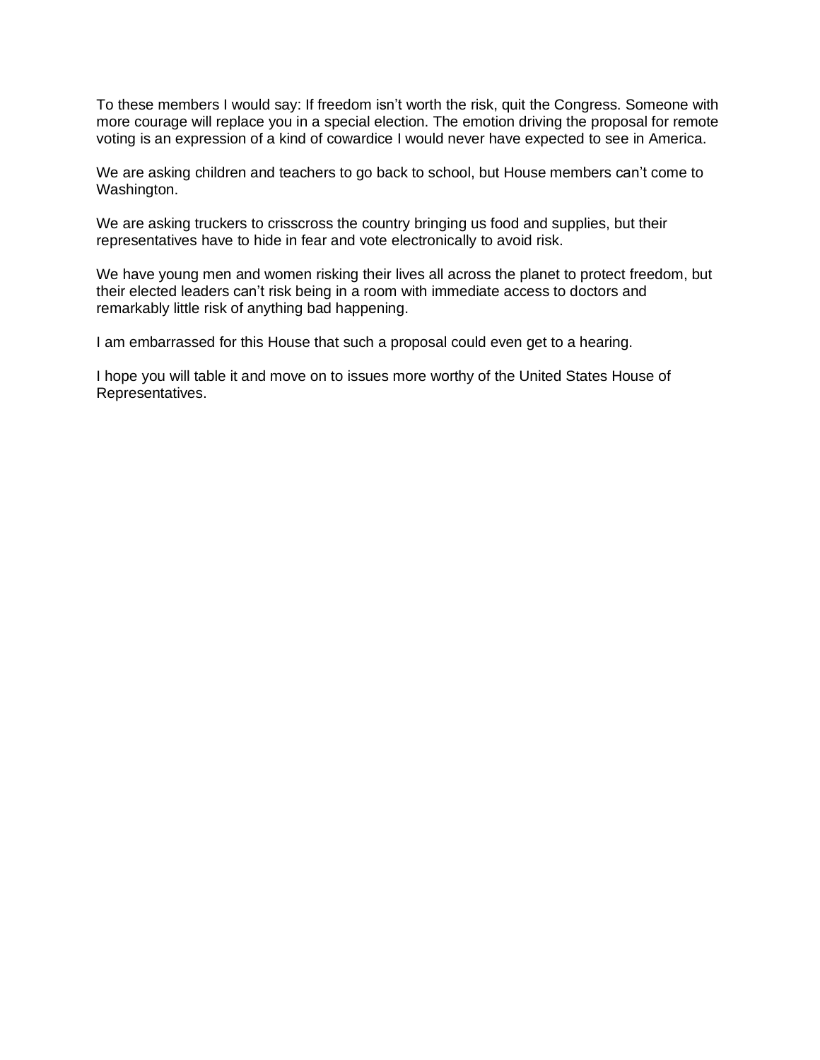To these members I would say: If freedom isn't worth the risk, quit the Congress. Someone with more courage will replace you in a special election. The emotion driving the proposal for remote voting is an expression of a kind of cowardice I would never have expected to see in America.

We are asking children and teachers to go back to school, but House members can't come to Washington.

We are asking truckers to crisscross the country bringing us food and supplies, but their representatives have to hide in fear and vote electronically to avoid risk.

We have young men and women risking their lives all across the planet to protect freedom, but their elected leaders can't risk being in a room with immediate access to doctors and remarkably little risk of anything bad happening.

I am embarrassed for this House that such a proposal could even get to a hearing.

I hope you will table it and move on to issues more worthy of the United States House of Representatives.